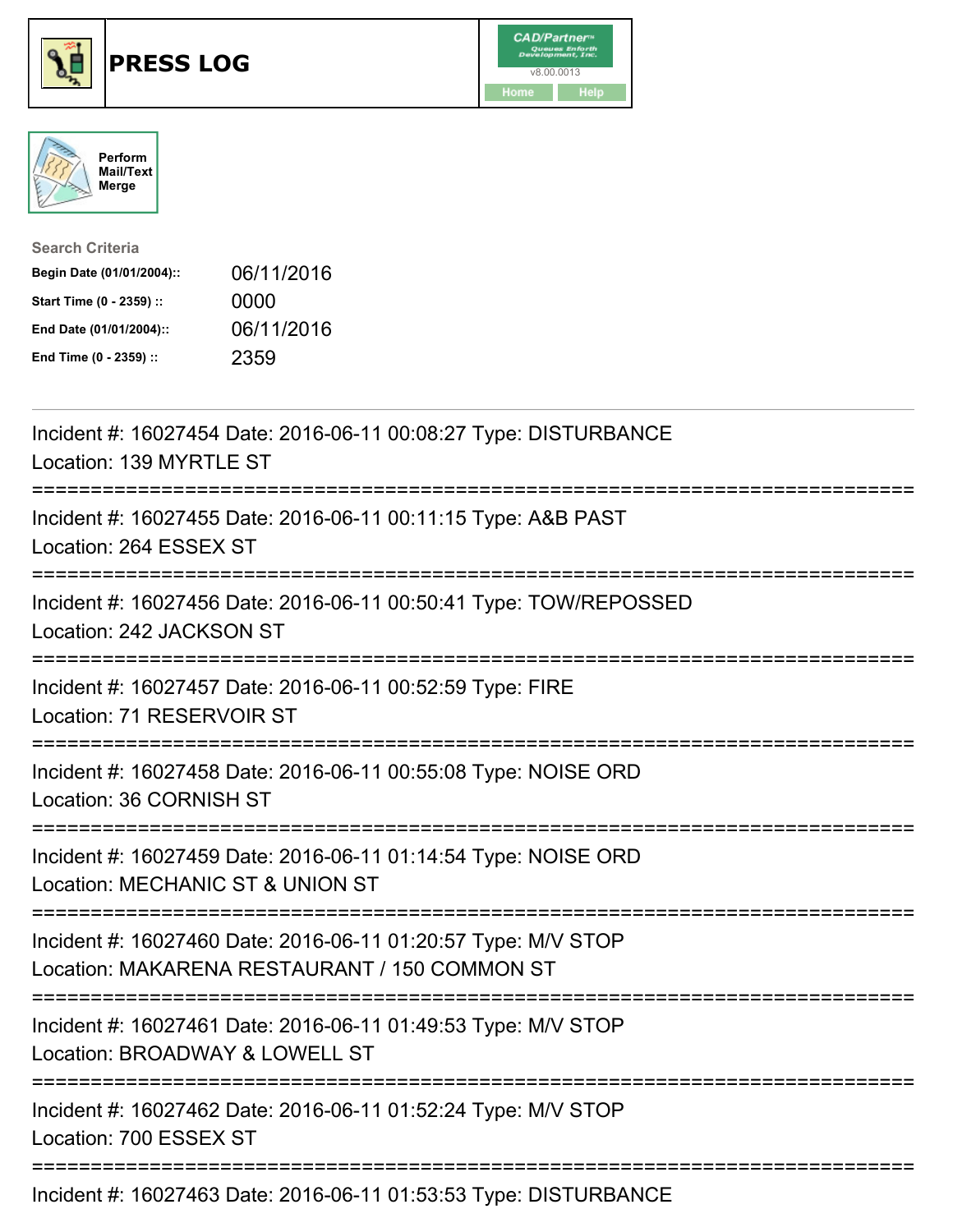# PRESS LOG

CAD/Partner
v8.00.0013
Home Help

Perform Mail/Text Merge

**Search Criteria**

| | |
|---|---|
| **Begin Date (01/01/2004)::** | 06/11/2016 |
| **Start Time (0 - 2359) ::** | 0000 |
| **End Date (01/01/2004)::** | 06/11/2016 |
| **End Time (0 - 2359) ::** | 2359 |

---

Incident #: 16027454 Date: 2016-06-11 00:08:27 Type: DISTURBANCE
Location: 139 MYRTLE ST

===========================================================================

Incident #: 16027455 Date: 2016-06-11 00:11:15 Type: A&B PAST
Location: 264 ESSEX ST

===========================================================================

Incident #: 16027456 Date: 2016-06-11 00:50:41 Type: TOW/REPOSSED
Location: 242 JACKSON ST

===========================================================================

Incident #: 16027457 Date: 2016-06-11 00:52:59 Type: FIRE
Location: 71 RESERVOIR ST

===========================================================================

Incident #: 16027458 Date: 2016-06-11 00:55:08 Type: NOISE ORD
Location: 36 CORNISH ST

===========================================================================

Incident #: 16027459 Date: 2016-06-11 01:14:54 Type: NOISE ORD
Location: MECHANIC ST & UNION ST

===========================================================================

Incident #: 16027460 Date: 2016-06-11 01:20:57 Type: M/V STOP
Location: MAKARENA RESTAURANT / 150 COMMON ST

===========================================================================

Incident #: 16027461 Date: 2016-06-11 01:49:53 Type: M/V STOP
Location: BROADWAY & LOWELL ST

===========================================================================

Incident #: 16027462 Date: 2016-06-11 01:52:24 Type: M/V STOP
Location: 700 ESSEX ST

===========================================================================

Incident #: 16027463 Date: 2016-06-11 01:53:53 Type: DISTURBANCE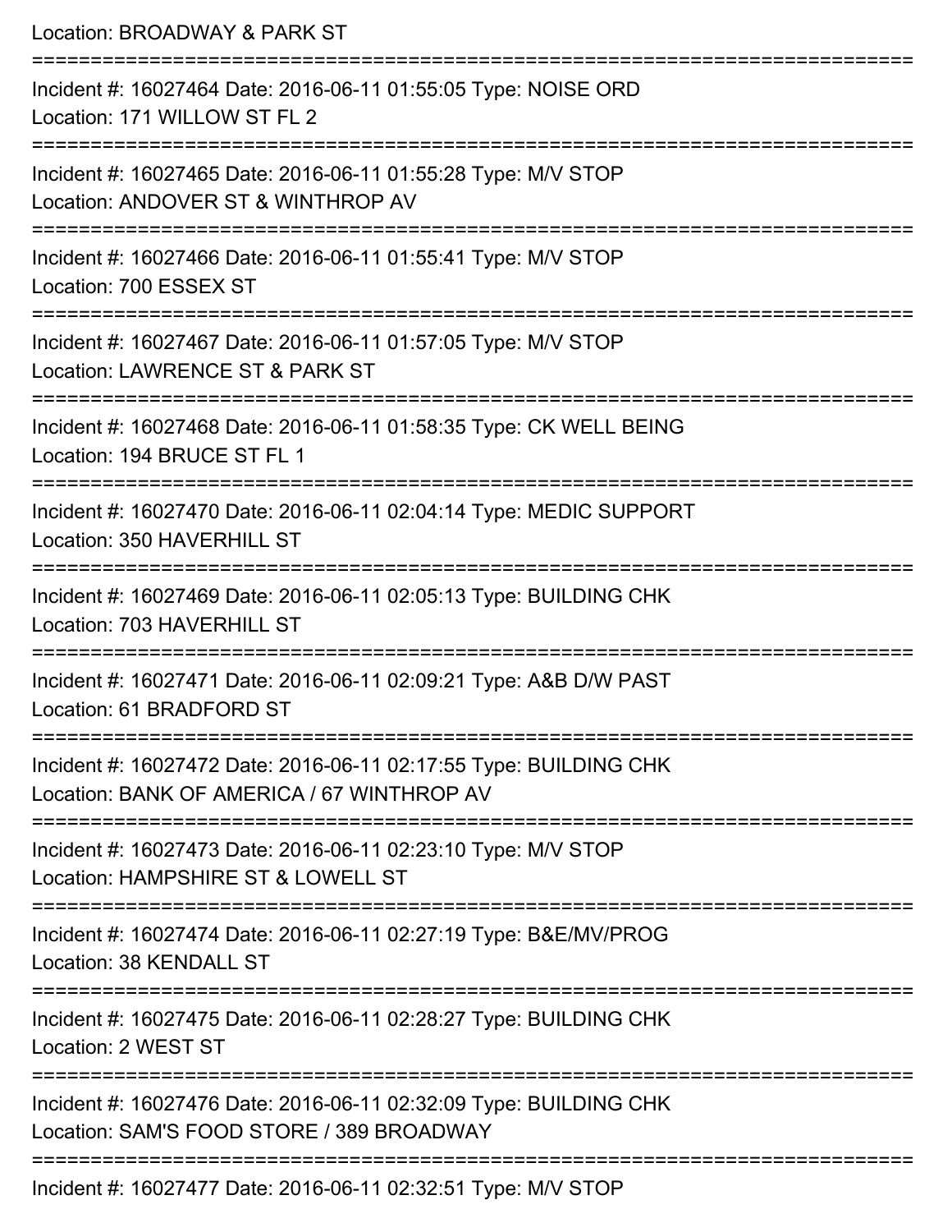Location: BROADWAY & PARK ST

===========================================================================

Incident #: 16027464 Date: 2016-06-11 01:55:05 Type: NOISE ORD
Location: 171 WILLOW ST FL 2

===========================================================================

Incident #: 16027465 Date: 2016-06-11 01:55:28 Type: M/V STOP
Location: ANDOVER ST & WINTHROP AV

===========================================================================

Incident #: 16027466 Date: 2016-06-11 01:55:41 Type: M/V STOP
Location: 700 ESSEX ST

===========================================================================

Incident #: 16027467 Date: 2016-06-11 01:57:05 Type: M/V STOP
Location: LAWRENCE ST & PARK ST

===========================================================================

Incident #: 16027468 Date: 2016-06-11 01:58:35 Type: CK WELL BEING
Location: 194 BRUCE ST FL 1

===========================================================================

Incident #: 16027470 Date: 2016-06-11 02:04:14 Type: MEDIC SUPPORT
Location: 350 HAVERHILL ST

===========================================================================

Incident #: 16027469 Date: 2016-06-11 02:05:13 Type: BUILDING CHK
Location: 703 HAVERHILL ST

===========================================================================

Incident #: 16027471 Date: 2016-06-11 02:09:21 Type: A&B D/W PAST
Location: 61 BRADFORD ST

===========================================================================

Incident #: 16027472 Date: 2016-06-11 02:17:55 Type: BUILDING CHK
Location: BANK OF AMERICA / 67 WINTHROP AV

===========================================================================

Incident #: 16027473 Date: 2016-06-11 02:23:10 Type: M/V STOP
Location: HAMPSHIRE ST & LOWELL ST

===========================================================================

Incident #: 16027474 Date: 2016-06-11 02:27:19 Type: B&E/MV/PROG
Location: 38 KENDALL ST

===========================================================================

Incident #: 16027475 Date: 2016-06-11 02:28:27 Type: BUILDING CHK
Location: 2 WEST ST

===========================================================================

Incident #: 16027476 Date: 2016-06-11 02:32:09 Type: BUILDING CHK
Location: SAM'S FOOD STORE / 389 BROADWAY

===========================================================================

Incident #: 16027477 Date: 2016-06-11 02:32:51 Type: M/V STOP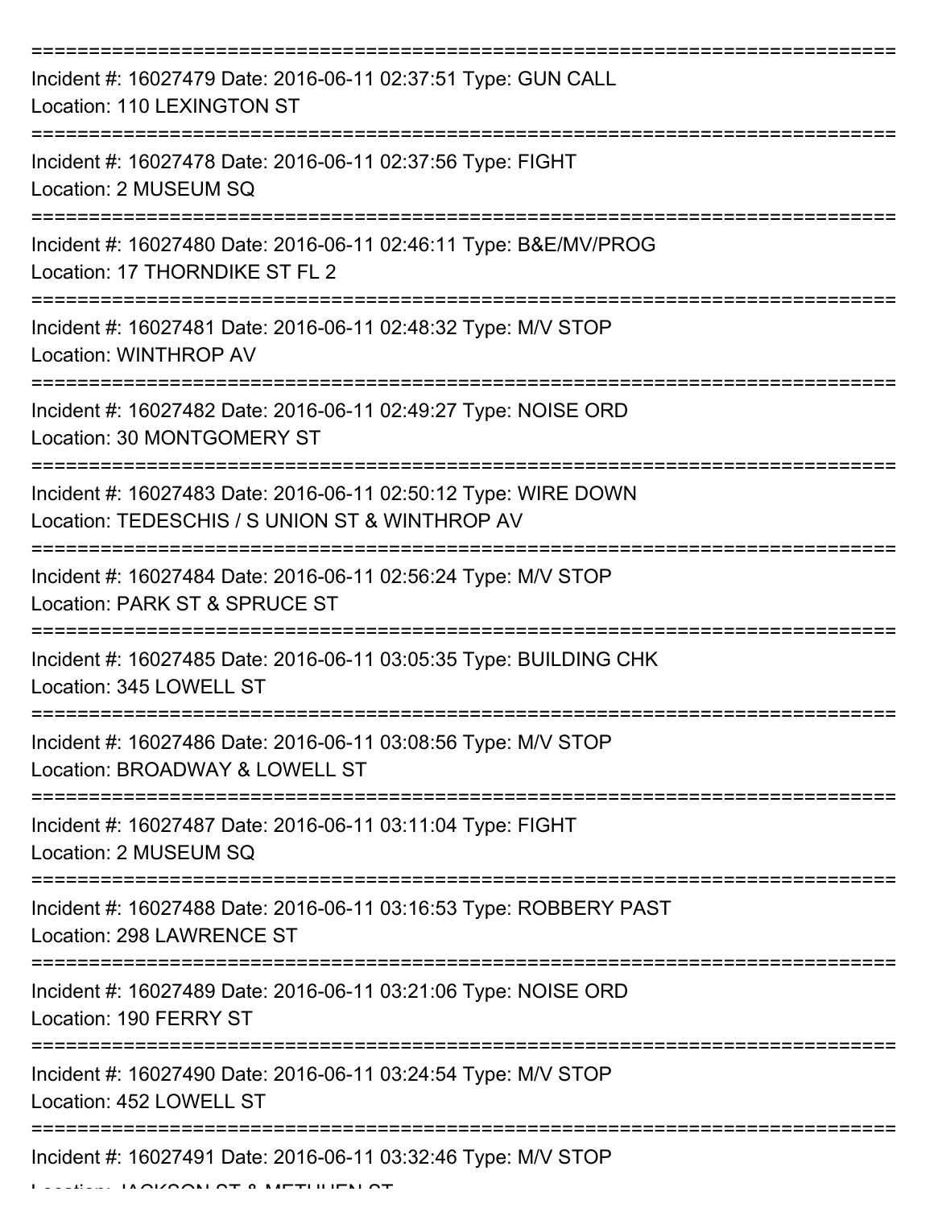Incident #: 16027479 Date: 2016-06-11 02:37:51 Type: GUN CALL
Location: 110 LEXINGTON ST

---

Incident #: 16027478 Date: 2016-06-11 02:37:56 Type: FIGHT
Location: 2 MUSEUM SQ

---

Incident #: 16027480 Date: 2016-06-11 02:46:11 Type: B&E/MV/PROG
Location: 17 THORNDIKE ST FL 2

---

Incident #: 16027481 Date: 2016-06-11 02:48:32 Type: M/V STOP
Location: WINTHROP AV

---

Incident #: 16027482 Date: 2016-06-11 02:49:27 Type: NOISE ORD
Location: 30 MONTGOMERY ST

---

Incident #: 16027483 Date: 2016-06-11 02:50:12 Type: WIRE DOWN
Location: TEDESCHIS / S UNION ST & WINTHROP AV

---

Incident #: 16027484 Date: 2016-06-11 02:56:24 Type: M/V STOP
Location: PARK ST & SPRUCE ST

---

Incident #: 16027485 Date: 2016-06-11 03:05:35 Type: BUILDING CHK
Location: 345 LOWELL ST

---

Incident #: 16027486 Date: 2016-06-11 03:08:56 Type: M/V STOP
Location: BROADWAY & LOWELL ST

---

Incident #: 16027487 Date: 2016-06-11 03:11:04 Type: FIGHT
Location: 2 MUSEUM SQ

---

Incident #: 16027488 Date: 2016-06-11 03:16:53 Type: ROBBERY PAST
Location: 298 LAWRENCE ST

---

Incident #: 16027489 Date: 2016-06-11 03:21:06 Type: NOISE ORD
Location: 190 FERRY ST

---

Incident #: 16027490 Date: 2016-06-11 03:24:54 Type: M/V STOP
Location: 452 LOWELL ST

---

Incident #: 16027491 Date: 2016-06-11 03:32:46 Type: M/V STOP
Location: JACKSON ST & METHUEN ST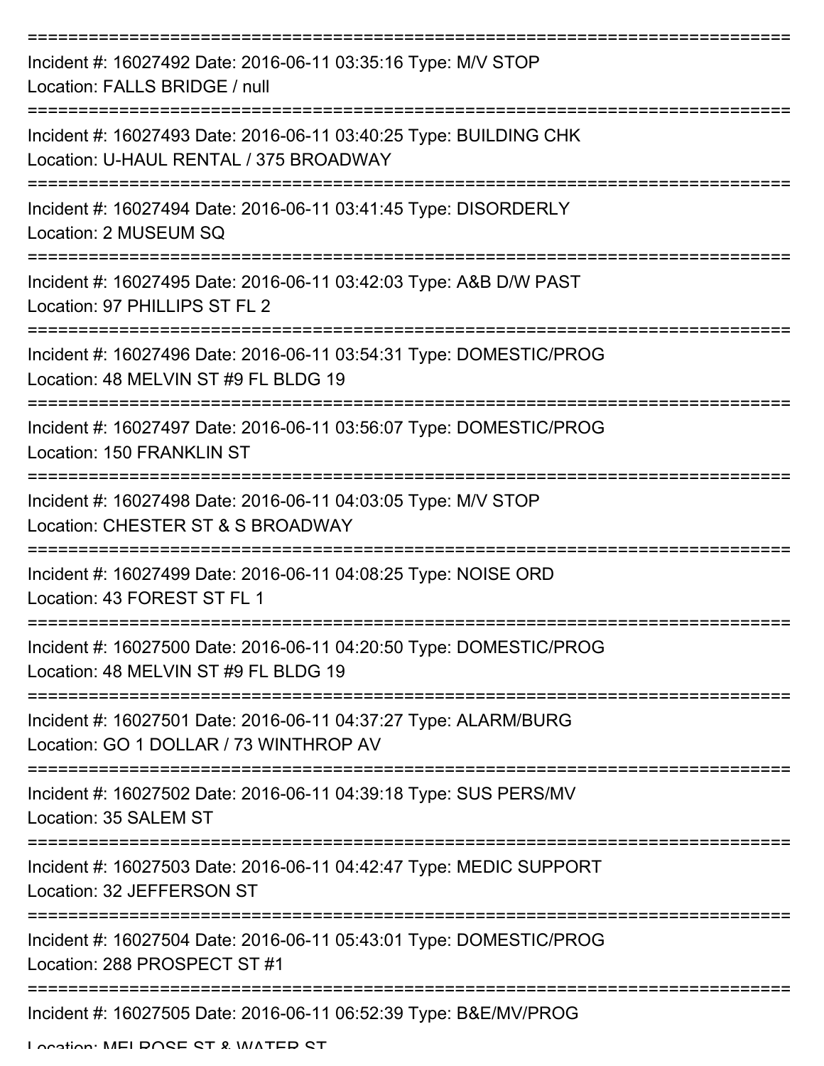Incident #: 16027492 Date: 2016-06-11 03:35:16 Type: M/V STOP
Location: FALLS BRIDGE / null

Incident #: 16027493 Date: 2016-06-11 03:40:25 Type: BUILDING CHK
Location: U-HAUL RENTAL / 375 BROADWAY

Incident #: 16027494 Date: 2016-06-11 03:41:45 Type: DISORDERLY
Location: 2 MUSEUM SQ

Incident #: 16027495 Date: 2016-06-11 03:42:03 Type: A&B D/W PAST
Location: 97 PHILLIPS ST FL 2

Incident #: 16027496 Date: 2016-06-11 03:54:31 Type: DOMESTIC/PROG
Location: 48 MELVIN ST #9 FL BLDG 19

Incident #: 16027497 Date: 2016-06-11 03:56:07 Type: DOMESTIC/PROG
Location: 150 FRANKLIN ST

Incident #: 16027498 Date: 2016-06-11 04:03:05 Type: M/V STOP
Location: CHESTER ST & S BROADWAY

Incident #: 16027499 Date: 2016-06-11 04:08:25 Type: NOISE ORD
Location: 43 FOREST ST FL 1

Incident #: 16027500 Date: 2016-06-11 04:20:50 Type: DOMESTIC/PROG
Location: 48 MELVIN ST #9 FL BLDG 19

Incident #: 16027501 Date: 2016-06-11 04:37:27 Type: ALARM/BURG
Location: GO 1 DOLLAR / 73 WINTHROP AV

Incident #: 16027502 Date: 2016-06-11 04:39:18 Type: SUS PERS/MV
Location: 35 SALEM ST

Incident #: 16027503 Date: 2016-06-11 04:42:47 Type: MEDIC SUPPORT
Location: 32 JEFFERSON ST

Incident #: 16027504 Date: 2016-06-11 05:43:01 Type: DOMESTIC/PROG
Location: 288 PROSPECT ST #1

Incident #: 16027505 Date: 2016-06-11 06:52:39 Type: B&E/MV/PROG
Location: MELROSE ST & WATER ST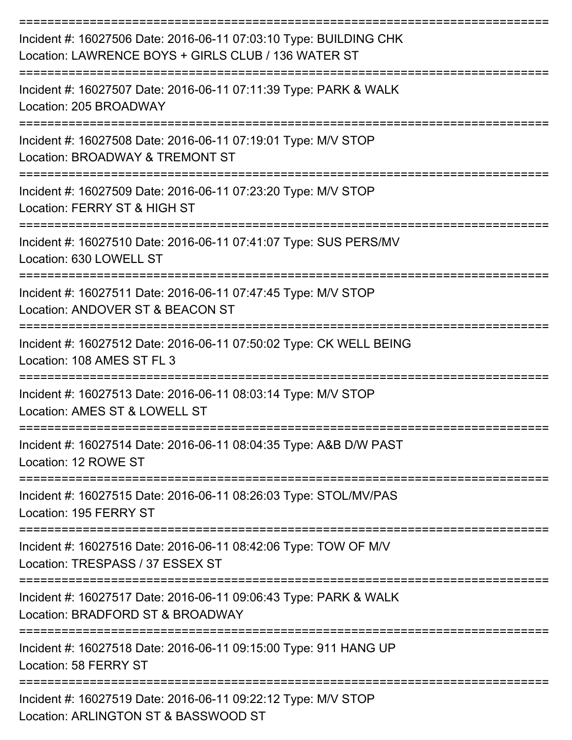==============================================================================
Incident #: 16027506 Date: 2016-06-11 07:03:10 Type: BUILDING CHK
Location: LAWRENCE BOYS + GIRLS CLUB / 136 WATER ST
==============================================================================
Incident #: 16027507 Date: 2016-06-11 07:11:39 Type: PARK & WALK
Location: 205 BROADWAY
==============================================================================
Incident #: 16027508 Date: 2016-06-11 07:19:01 Type: M/V STOP
Location: BROADWAY & TREMONT ST
==============================================================================
Incident #: 16027509 Date: 2016-06-11 07:23:20 Type: M/V STOP
Location: FERRY ST & HIGH ST
==============================================================================
Incident #: 16027510 Date: 2016-06-11 07:41:07 Type: SUS PERS/MV
Location: 630 LOWELL ST
==============================================================================
Incident #: 16027511 Date: 2016-06-11 07:47:45 Type: M/V STOP
Location: ANDOVER ST & BEACON ST
==============================================================================
Incident #: 16027512 Date: 2016-06-11 07:50:02 Type: CK WELL BEING
Location: 108 AMES ST FL 3
==============================================================================
Incident #: 16027513 Date: 2016-06-11 08:03:14 Type: M/V STOP
Location: AMES ST & LOWELL ST
==============================================================================
Incident #: 16027514 Date: 2016-06-11 08:04:35 Type: A&B D/W PAST
Location: 12 ROWE ST
==============================================================================
Incident #: 16027515 Date: 2016-06-11 08:26:03 Type: STOL/MV/PAS
Location: 195 FERRY ST
==============================================================================
Incident #: 16027516 Date: 2016-06-11 08:42:06 Type: TOW OF M/V
Location: TRESPASS / 37 ESSEX ST
==============================================================================
Incident #: 16027517 Date: 2016-06-11 09:06:43 Type: PARK & WALK
Location: BRADFORD ST & BROADWAY
==============================================================================
Incident #: 16027518 Date: 2016-06-11 09:15:00 Type: 911 HANG UP
Location: 58 FERRY ST
==============================================================================
Incident #: 16027519 Date: 2016-06-11 09:22:12 Type: M/V STOP
Location: ARLINGTON ST & BASSWOOD ST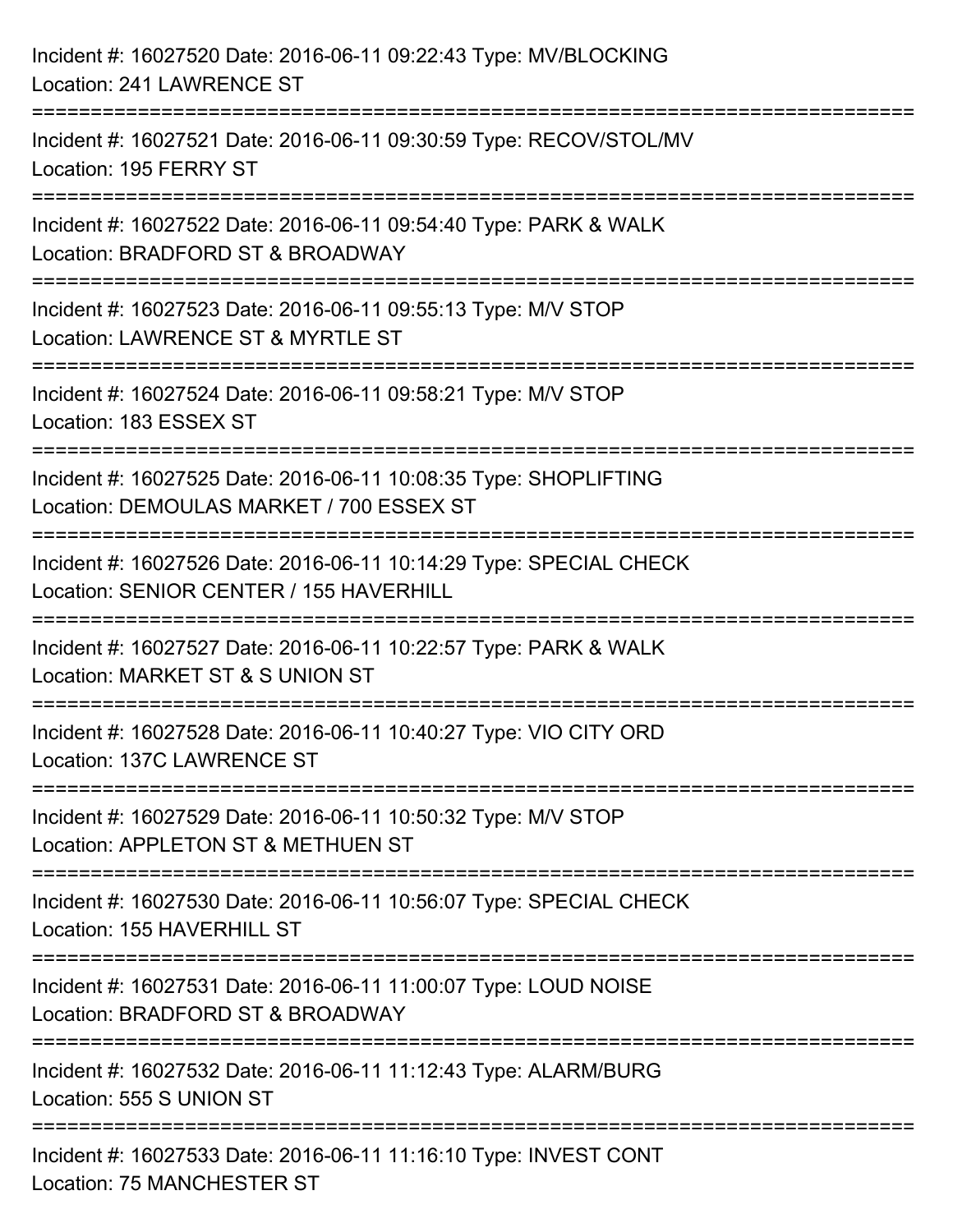Incident #: 16027520 Date: 2016-06-11 09:22:43 Type: MV/BLOCKING
Location: 241 LAWRENCE ST

===========================================================================

Incident #: 16027521 Date: 2016-06-11 09:30:59 Type: RECOV/STOL/MV
Location: 195 FERRY ST

===========================================================================

Incident #: 16027522 Date: 2016-06-11 09:54:40 Type: PARK & WALK
Location: BRADFORD ST & BROADWAY

===========================================================================

Incident #: 16027523 Date: 2016-06-11 09:55:13 Type: M/V STOP
Location: LAWRENCE ST & MYRTLE ST

===========================================================================

Incident #: 16027524 Date: 2016-06-11 09:58:21 Type: M/V STOP
Location: 183 ESSEX ST

===========================================================================

Incident #: 16027525 Date: 2016-06-11 10:08:35 Type: SHOPLIFTING
Location: DEMOULAS MARKET / 700 ESSEX ST

===========================================================================

Incident #: 16027526 Date: 2016-06-11 10:14:29 Type: SPECIAL CHECK
Location: SENIOR CENTER / 155 HAVERHILL

===========================================================================

Incident #: 16027527 Date: 2016-06-11 10:22:57 Type: PARK & WALK
Location: MARKET ST & S UNION ST

===========================================================================

Incident #: 16027528 Date: 2016-06-11 10:40:27 Type: VIO CITY ORD
Location: 137C LAWRENCE ST

===========================================================================

Incident #: 16027529 Date: 2016-06-11 10:50:32 Type: M/V STOP
Location: APPLETON ST & METHUEN ST

===========================================================================

Incident #: 16027530 Date: 2016-06-11 10:56:07 Type: SPECIAL CHECK
Location: 155 HAVERHILL ST

===========================================================================

Incident #: 16027531 Date: 2016-06-11 11:00:07 Type: LOUD NOISE
Location: BRADFORD ST & BROADWAY

===========================================================================

Incident #: 16027532 Date: 2016-06-11 11:12:43 Type: ALARM/BURG
Location: 555 S UNION ST

===========================================================================

Incident #: 16027533 Date: 2016-06-11 11:16:10 Type: INVEST CONT
Location: 75 MANCHESTER ST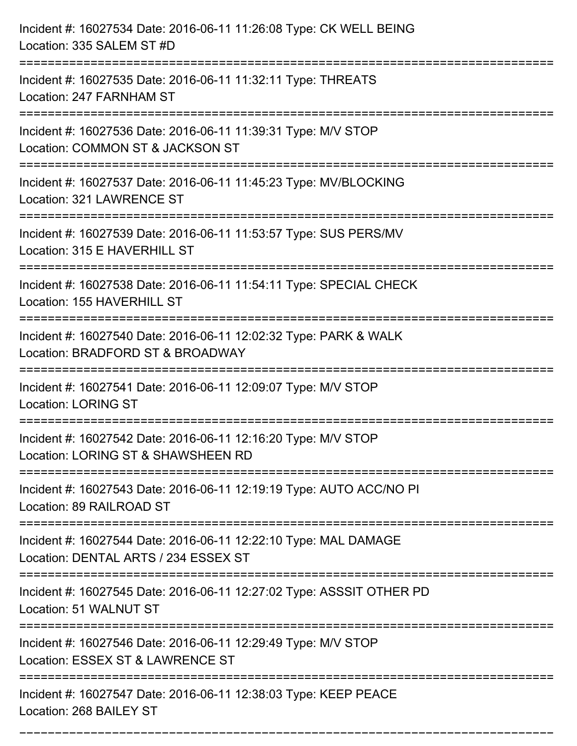Incident #: 16027534 Date: 2016-06-11 11:26:08 Type: CK WELL BEING
Location: 335 SALEM ST #D

===========================================================================

Incident #: 16027535 Date: 2016-06-11 11:32:11 Type: THREATS
Location: 247 FARNHAM ST

===========================================================================

Incident #: 16027536 Date: 2016-06-11 11:39:31 Type: M/V STOP
Location: COMMON ST & JACKSON ST

===========================================================================

Incident #: 16027537 Date: 2016-06-11 11:45:23 Type: MV/BLOCKING
Location: 321 LAWRENCE ST

===========================================================================

Incident #: 16027539 Date: 2016-06-11 11:53:57 Type: SUS PERS/MV
Location: 315 E HAVERHILL ST

===========================================================================

Incident #: 16027538 Date: 2016-06-11 11:54:11 Type: SPECIAL CHECK
Location: 155 HAVERHILL ST

===========================================================================

Incident #: 16027540 Date: 2016-06-11 12:02:32 Type: PARK & WALK
Location: BRADFORD ST & BROADWAY

===========================================================================

Incident #: 16027541 Date: 2016-06-11 12:09:07 Type: M/V STOP
Location: LORING ST

===========================================================================

Incident #: 16027542 Date: 2016-06-11 12:16:20 Type: M/V STOP
Location: LORING ST & SHAWSHEEN RD

===========================================================================

Incident #: 16027543 Date: 2016-06-11 12:19:19 Type: AUTO ACC/NO PI
Location: 89 RAILROAD ST

===========================================================================

Incident #: 16027544 Date: 2016-06-11 12:22:10 Type: MAL DAMAGE
Location: DENTAL ARTS / 234 ESSEX ST

===========================================================================

Incident #: 16027545 Date: 2016-06-11 12:27:02 Type: ASSSIT OTHER PD
Location: 51 WALNUT ST

===========================================================================

Incident #: 16027546 Date: 2016-06-11 12:29:49 Type: M/V STOP
Location: ESSEX ST & LAWRENCE ST

===========================================================================

Incident #: 16027547 Date: 2016-06-11 12:38:03 Type: KEEP PEACE
Location: 268 BAILEY ST

===========================================================================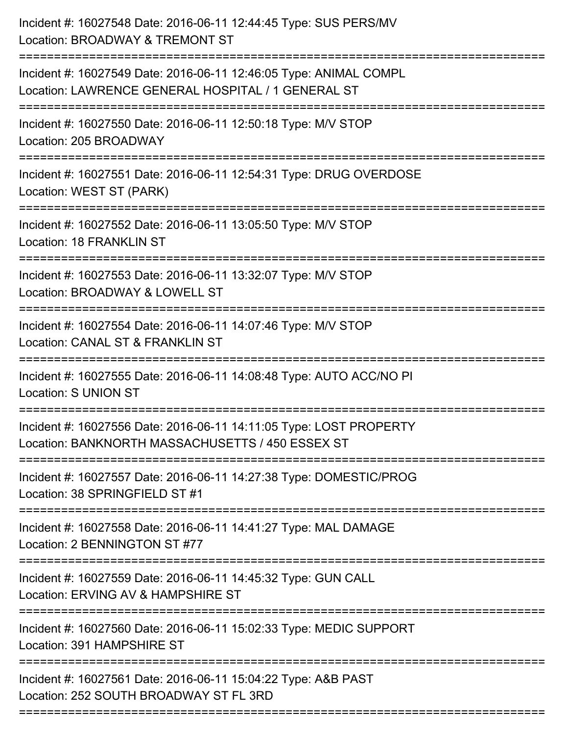Incident #: 16027548 Date: 2016-06-11 12:44:45 Type: SUS PERS/MV
Location: BROADWAY & TREMONT ST

===========================================================================

Incident #: 16027549 Date: 2016-06-11 12:46:05 Type: ANIMAL COMPL
Location: LAWRENCE GENERAL HOSPITAL / 1 GENERAL ST

===========================================================================

Incident #: 16027550 Date: 2016-06-11 12:50:18 Type: M/V STOP
Location: 205 BROADWAY

===========================================================================

Incident #: 16027551 Date: 2016-06-11 12:54:31 Type: DRUG OVERDOSE
Location: WEST ST (PARK)

===========================================================================

Incident #: 16027552 Date: 2016-06-11 13:05:50 Type: M/V STOP
Location: 18 FRANKLIN ST

===========================================================================

Incident #: 16027553 Date: 2016-06-11 13:32:07 Type: M/V STOP
Location: BROADWAY & LOWELL ST

===========================================================================

Incident #: 16027554 Date: 2016-06-11 14:07:46 Type: M/V STOP
Location: CANAL ST & FRANKLIN ST

===========================================================================

Incident #: 16027555 Date: 2016-06-11 14:08:48 Type: AUTO ACC/NO PI
Location: S UNION ST

===========================================================================

Incident #: 16027556 Date: 2016-06-11 14:11:05 Type: LOST PROPERTY
Location: BANKNORTH MASSACHUSETTS / 450 ESSEX ST

===========================================================================

Incident #: 16027557 Date: 2016-06-11 14:27:38 Type: DOMESTIC/PROG
Location: 38 SPRINGFIELD ST #1

===========================================================================

Incident #: 16027558 Date: 2016-06-11 14:41:27 Type: MAL DAMAGE
Location: 2 BENNINGTON ST #77

===========================================================================

Incident #: 16027559 Date: 2016-06-11 14:45:32 Type: GUN CALL
Location: ERVING AV & HAMPSHIRE ST

===========================================================================

Incident #: 16027560 Date: 2016-06-11 15:02:33 Type: MEDIC SUPPORT
Location: 391 HAMPSHIRE ST

===========================================================================

Incident #: 16027561 Date: 2016-06-11 15:04:22 Type: A&B PAST
Location: 252 SOUTH BROADWAY ST FL 3RD

===========================================================================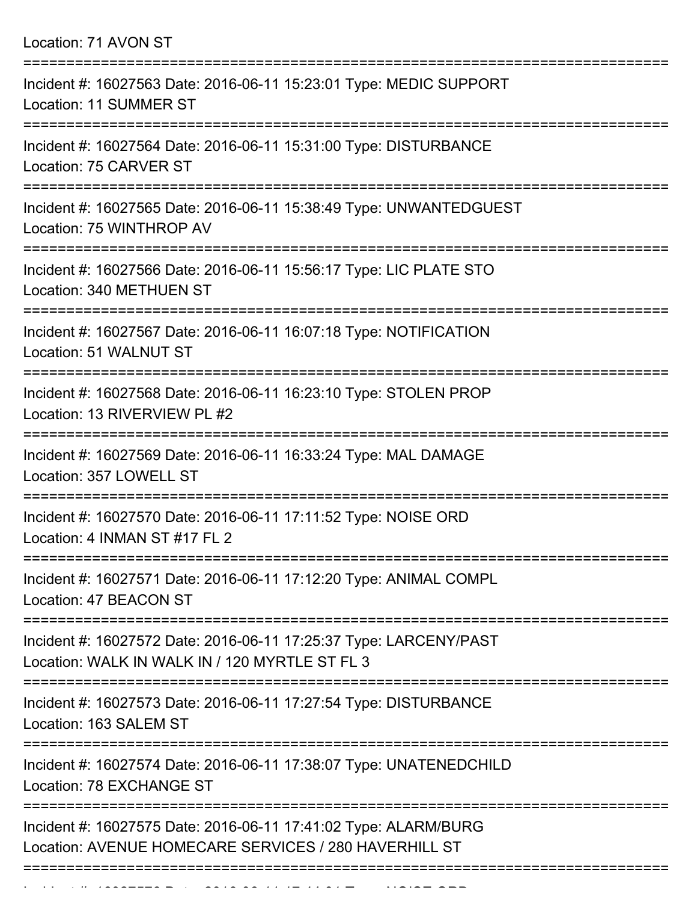Location: 71 AVON ST

===========================================================================

Incident #: 16027563 Date: 2016-06-11 15:23:01 Type: MEDIC SUPPORT
Location: 11 SUMMER ST

===========================================================================

Incident #: 16027564 Date: 2016-06-11 15:31:00 Type: DISTURBANCE
Location: 75 CARVER ST

===========================================================================

Incident #: 16027565 Date: 2016-06-11 15:38:49 Type: UNWANTEDGUEST
Location: 75 WINTHROP AV

===========================================================================

Incident #: 16027566 Date: 2016-06-11 15:56:17 Type: LIC PLATE STO
Location: 340 METHUEN ST

===========================================================================

Incident #: 16027567 Date: 2016-06-11 16:07:18 Type: NOTIFICATION
Location: 51 WALNUT ST

===========================================================================

Incident #: 16027568 Date: 2016-06-11 16:23:10 Type: STOLEN PROP
Location: 13 RIVERVIEW PL #2

===========================================================================

Incident #: 16027569 Date: 2016-06-11 16:33:24 Type: MAL DAMAGE
Location: 357 LOWELL ST

===========================================================================

Incident #: 16027570 Date: 2016-06-11 17:11:52 Type: NOISE ORD
Location: 4 INMAN ST #17 FL 2

===========================================================================

Incident #: 16027571 Date: 2016-06-11 17:12:20 Type: ANIMAL COMPL
Location: 47 BEACON ST

===========================================================================

Incident #: 16027572 Date: 2016-06-11 17:25:37 Type: LARCENY/PAST
Location: WALK IN WALK IN / 120 MYRTLE ST FL 3

===========================================================================

Incident #: 16027573 Date: 2016-06-11 17:27:54 Type: DISTURBANCE
Location: 163 SALEM ST

===========================================================================

Incident #: 16027574 Date: 2016-06-11 17:38:07 Type: UNATENEDCHILD
Location: 78 EXCHANGE ST

===========================================================================

Incident #: 16027575 Date: 2016-06-11 17:41:02 Type: ALARM/BURG
Location: AVENUE HOMECARE SERVICES / 280 HAVERHILL ST

===========================================================================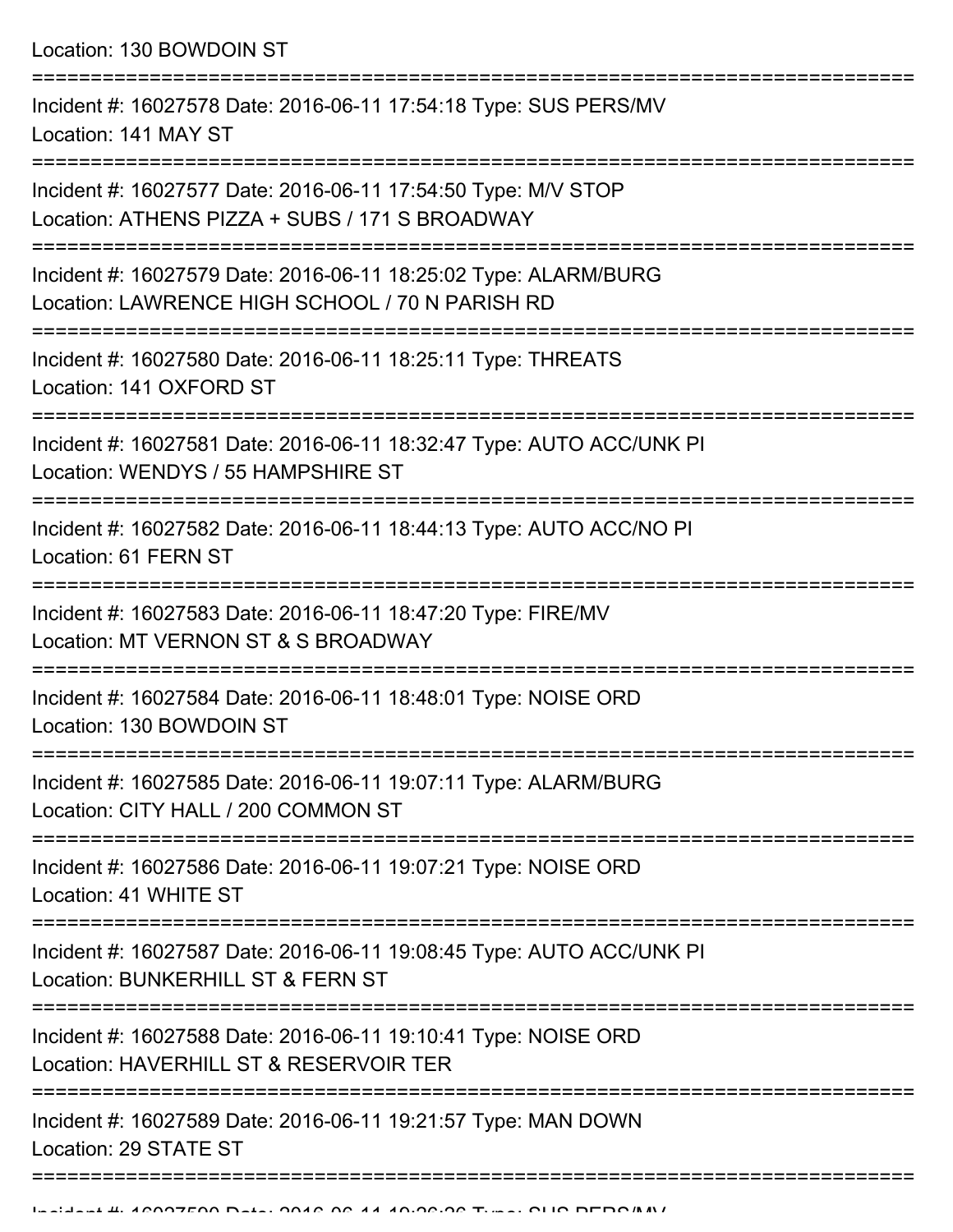Location: 130 BOWDOIN ST

===========================================================================

Incident #: 16027578 Date: 2016-06-11 17:54:18 Type: SUS PERS/MV
Location: 141 MAY ST

===========================================================================

Incident #: 16027577 Date: 2016-06-11 17:54:50 Type: M/V STOP
Location: ATHENS PIZZA + SUBS / 171 S BROADWAY

===========================================================================

Incident #: 16027579 Date: 2016-06-11 18:25:02 Type: ALARM/BURG
Location: LAWRENCE HIGH SCHOOL / 70 N PARISH RD

===========================================================================

Incident #: 16027580 Date: 2016-06-11 18:25:11 Type: THREATS
Location: 141 OXFORD ST

===========================================================================

Incident #: 16027581 Date: 2016-06-11 18:32:47 Type: AUTO ACC/UNK PI
Location: WENDYS / 55 HAMPSHIRE ST

===========================================================================

Incident #: 16027582 Date: 2016-06-11 18:44:13 Type: AUTO ACC/NO PI
Location: 61 FERN ST

===========================================================================

Incident #: 16027583 Date: 2016-06-11 18:47:20 Type: FIRE/MV
Location: MT VERNON ST & S BROADWAY

===========================================================================

Incident #: 16027584 Date: 2016-06-11 18:48:01 Type: NOISE ORD
Location: 130 BOWDOIN ST

===========================================================================

Incident #: 16027585 Date: 2016-06-11 19:07:11 Type: ALARM/BURG
Location: CITY HALL / 200 COMMON ST

===========================================================================

Incident #: 16027586 Date: 2016-06-11 19:07:21 Type: NOISE ORD
Location: 41 WHITE ST

===========================================================================

Incident #: 16027587 Date: 2016-06-11 19:08:45 Type: AUTO ACC/UNK PI
Location: BUNKERHILL ST & FERN ST

===========================================================================

Incident #: 16027588 Date: 2016-06-11 19:10:41 Type: NOISE ORD
Location: HAVERHILL ST & RESERVOIR TER

===========================================================================

Incident #: 16027589 Date: 2016-06-11 19:21:57 Type: MAN DOWN
Location: 29 STATE ST

===========================================================================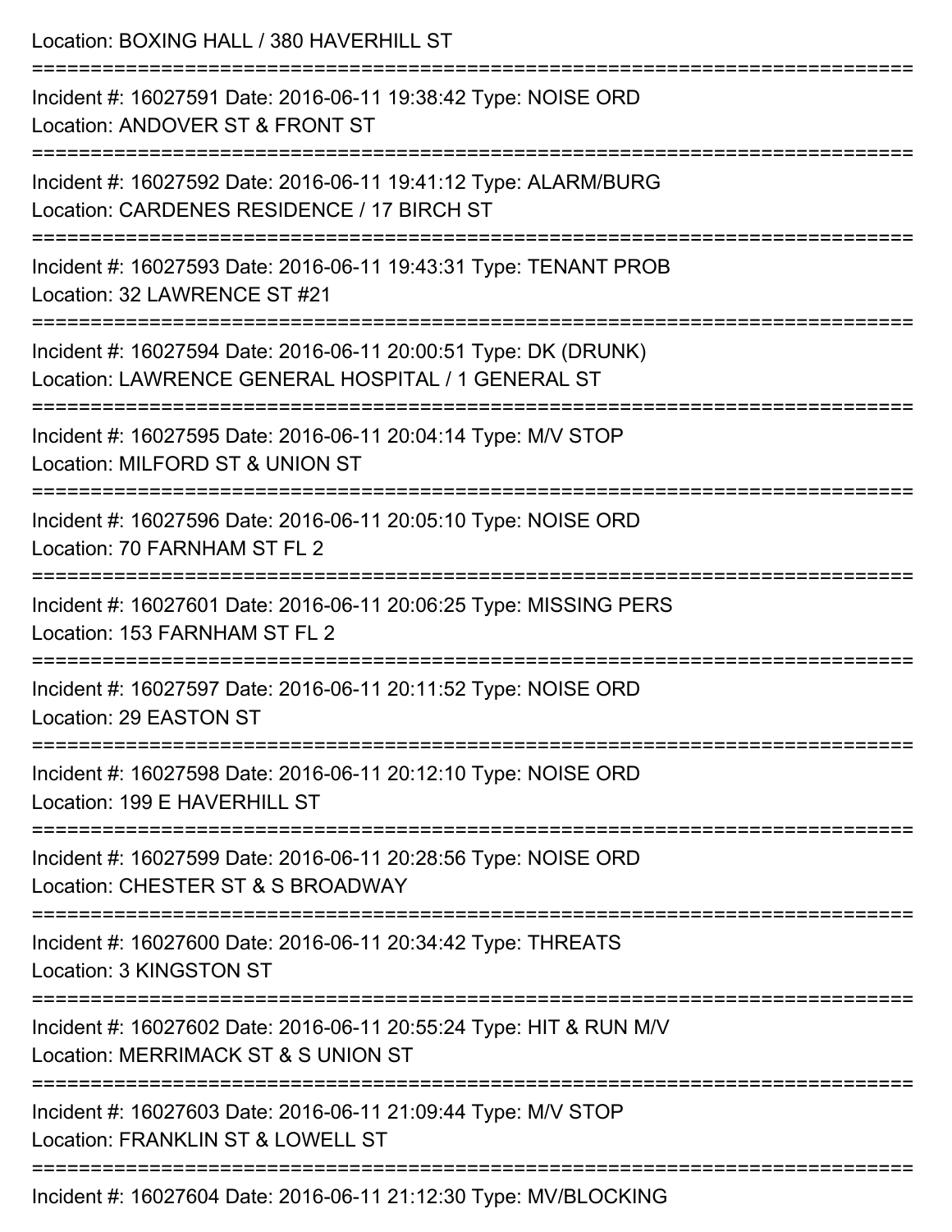Location: BOXING HALL / 380 HAVERHILL ST

===========================================================================

Incident #: 16027591 Date: 2016-06-11 19:38:42 Type: NOISE ORD
Location: ANDOVER ST & FRONT ST

===========================================================================

Incident #: 16027592 Date: 2016-06-11 19:41:12 Type: ALARM/BURG
Location: CARDENES RESIDENCE / 17 BIRCH ST

===========================================================================

Incident #: 16027593 Date: 2016-06-11 19:43:31 Type: TENANT PROB
Location: 32 LAWRENCE ST #21

===========================================================================

Incident #: 16027594 Date: 2016-06-11 20:00:51 Type: DK (DRUNK)
Location: LAWRENCE GENERAL HOSPITAL / 1 GENERAL ST

===========================================================================

Incident #: 16027595 Date: 2016-06-11 20:04:14 Type: M/V STOP
Location: MILFORD ST & UNION ST

===========================================================================

Incident #: 16027596 Date: 2016-06-11 20:05:10 Type: NOISE ORD
Location: 70 FARNHAM ST FL 2

===========================================================================

Incident #: 16027601 Date: 2016-06-11 20:06:25 Type: MISSING PERS
Location: 153 FARNHAM ST FL 2

===========================================================================

Incident #: 16027597 Date: 2016-06-11 20:11:52 Type: NOISE ORD
Location: 29 EASTON ST

===========================================================================

Incident #: 16027598 Date: 2016-06-11 20:12:10 Type: NOISE ORD
Location: 199 E HAVERHILL ST

===========================================================================

Incident #: 16027599 Date: 2016-06-11 20:28:56 Type: NOISE ORD
Location: CHESTER ST & S BROADWAY

===========================================================================

Incident #: 16027600 Date: 2016-06-11 20:34:42 Type: THREATS
Location: 3 KINGSTON ST

===========================================================================

Incident #: 16027602 Date: 2016-06-11 20:55:24 Type: HIT & RUN M/V
Location: MERRIMACK ST & S UNION ST

===========================================================================

Incident #: 16027603 Date: 2016-06-11 21:09:44 Type: M/V STOP
Location: FRANKLIN ST & LOWELL ST

===========================================================================

Incident #: 16027604 Date: 2016-06-11 21:12:30 Type: MV/BLOCKING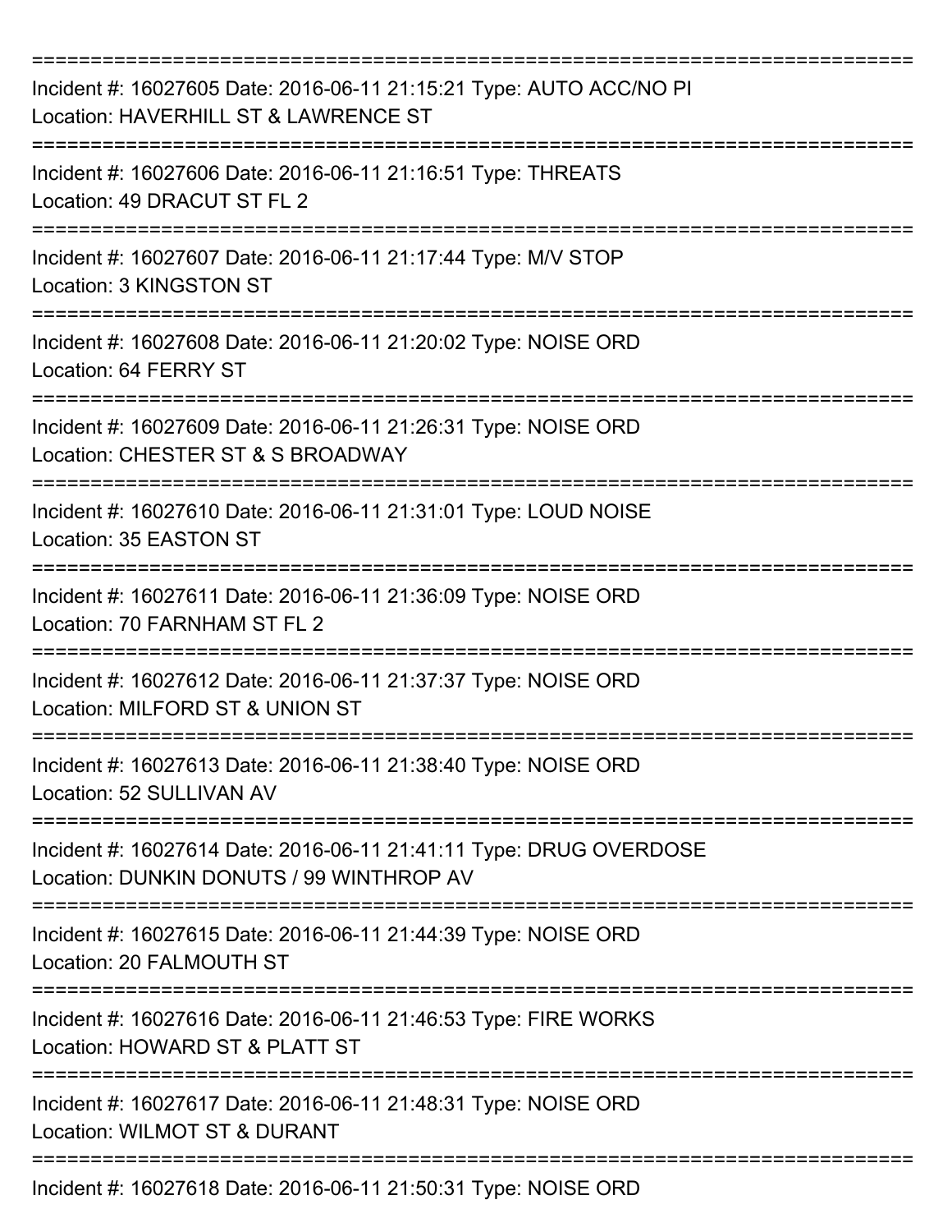===========================================================================
Incident #: 16027605 Date: 2016-06-11 21:15:21 Type: AUTO ACC/NO PI
Location: HAVERHILL ST & LAWRENCE ST
===========================================================================
Incident #: 16027606 Date: 2016-06-11 21:16:51 Type: THREATS
Location: 49 DRACUT ST FL 2
===========================================================================
Incident #: 16027607 Date: 2016-06-11 21:17:44 Type: M/V STOP
Location: 3 KINGSTON ST
===========================================================================
Incident #: 16027608 Date: 2016-06-11 21:20:02 Type: NOISE ORD
Location: 64 FERRY ST
===========================================================================
Incident #: 16027609 Date: 2016-06-11 21:26:31 Type: NOISE ORD
Location: CHESTER ST & S BROADWAY
===========================================================================
Incident #: 16027610 Date: 2016-06-11 21:31:01 Type: LOUD NOISE
Location: 35 EASTON ST
===========================================================================
Incident #: 16027611 Date: 2016-06-11 21:36:09 Type: NOISE ORD
Location: 70 FARNHAM ST FL 2
===========================================================================
Incident #: 16027612 Date: 2016-06-11 21:37:37 Type: NOISE ORD
Location: MILFORD ST & UNION ST
===========================================================================
Incident #: 16027613 Date: 2016-06-11 21:38:40 Type: NOISE ORD
Location: 52 SULLIVAN AV
===========================================================================
Incident #: 16027614 Date: 2016-06-11 21:41:11 Type: DRUG OVERDOSE
Location: DUNKIN DONUTS / 99 WINTHROP AV
===========================================================================
Incident #: 16027615 Date: 2016-06-11 21:44:39 Type: NOISE ORD
Location: 20 FALMOUTH ST
===========================================================================
Incident #: 16027616 Date: 2016-06-11 21:46:53 Type: FIRE WORKS
Location: HOWARD ST & PLATT ST
===========================================================================
Incident #: 16027617 Date: 2016-06-11 21:48:31 Type: NOISE ORD
Location: WILMOT ST & DURANT
===========================================================================
Incident #: 16027618 Date: 2016-06-11 21:50:31 Type: NOISE ORD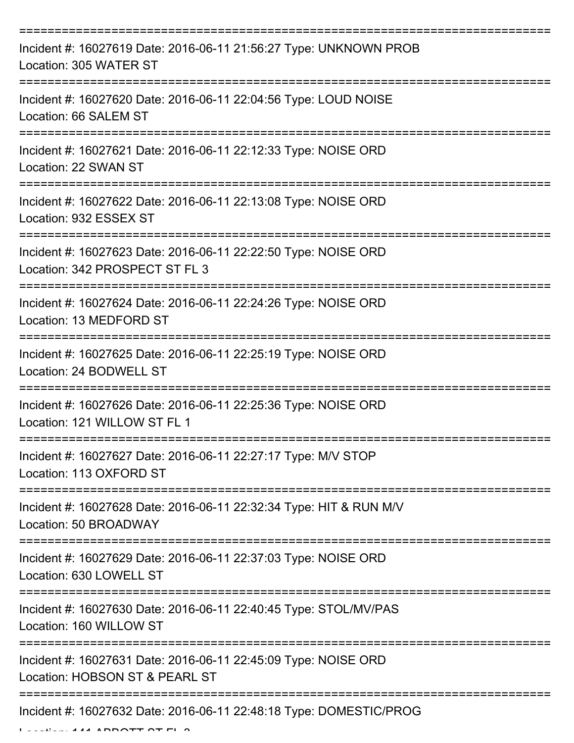Incident #: 16027619 Date: 2016-06-11 21:56:27 Type: UNKNOWN PROB
Location: 305 WATER ST

Incident #: 16027620 Date: 2016-06-11 22:04:56 Type: LOUD NOISE
Location: 66 SALEM ST

Incident #: 16027621 Date: 2016-06-11 22:12:33 Type: NOISE ORD
Location: 22 SWAN ST

Incident #: 16027622 Date: 2016-06-11 22:13:08 Type: NOISE ORD
Location: 932 ESSEX ST

Incident #: 16027623 Date: 2016-06-11 22:22:50 Type: NOISE ORD
Location: 342 PROSPECT ST FL 3

Incident #: 16027624 Date: 2016-06-11 22:24:26 Type: NOISE ORD
Location: 13 MEDFORD ST

Incident #: 16027625 Date: 2016-06-11 22:25:19 Type: NOISE ORD
Location: 24 BODWELL ST

Incident #: 16027626 Date: 2016-06-11 22:25:36 Type: NOISE ORD
Location: 121 WILLOW ST FL 1

Incident #: 16027627 Date: 2016-06-11 22:27:17 Type: M/V STOP
Location: 113 OXFORD ST

Incident #: 16027628 Date: 2016-06-11 22:32:34 Type: HIT & RUN M/V
Location: 50 BROADWAY

Incident #: 16027629 Date: 2016-06-11 22:37:03 Type: NOISE ORD
Location: 630 LOWELL ST

Incident #: 16027630 Date: 2016-06-11 22:40:45 Type: STOL/MV/PAS
Location: 160 WILLOW ST

Incident #: 16027631 Date: 2016-06-11 22:45:09 Type: NOISE ORD
Location: HOBSON ST & PEARL ST

Incident #: 16027632 Date: 2016-06-11 22:48:18 Type: DOMESTIC/PROG
Location: 141 ABBOTT ST FL 2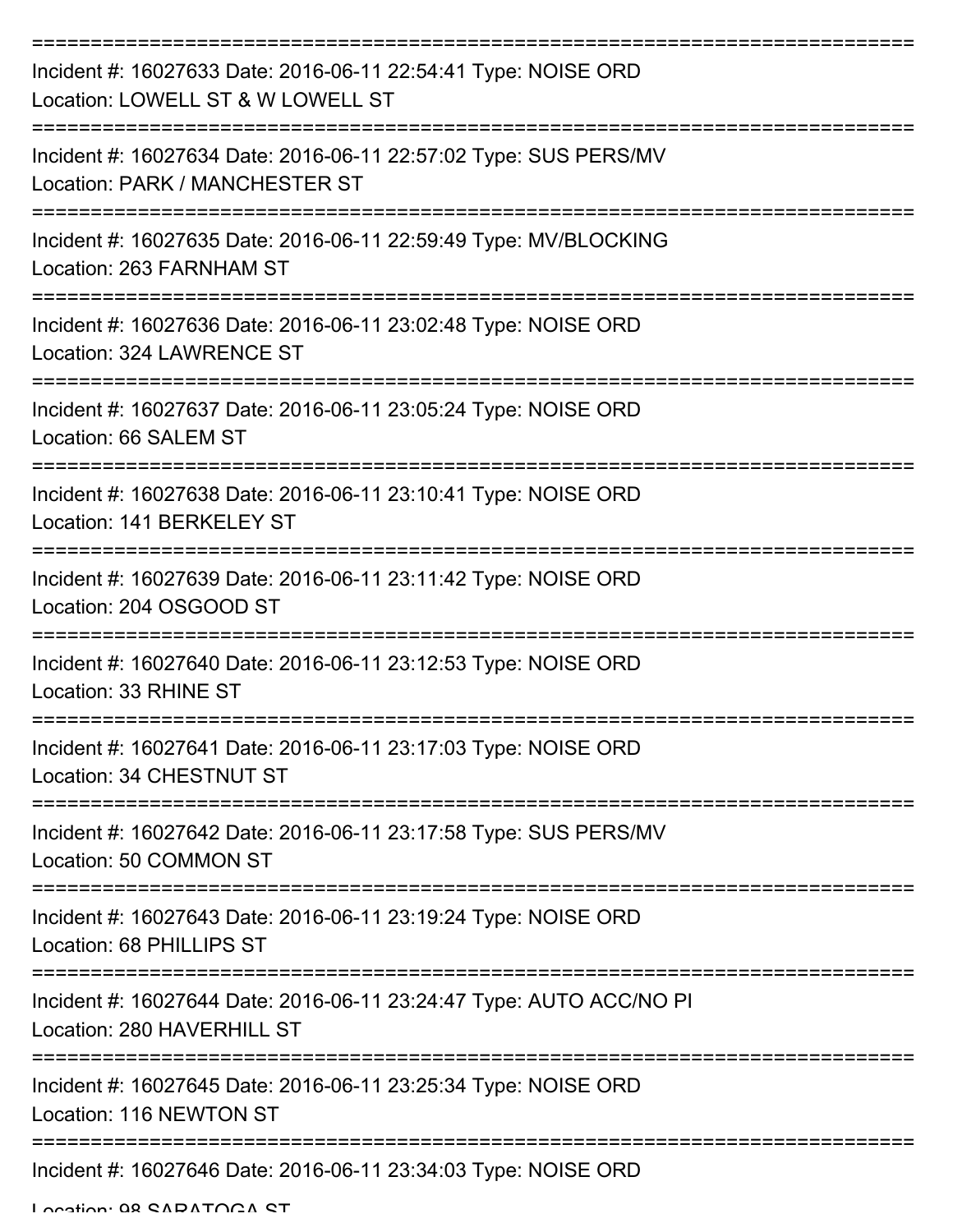===========================================================================

Incident #: 16027633 Date: 2016-06-11 22:54:41 Type: NOISE ORD
Location: LOWELL ST & W LOWELL ST

===========================================================================

Incident #: 16027634 Date: 2016-06-11 22:57:02 Type: SUS PERS/MV
Location: PARK / MANCHESTER ST

===========================================================================

Incident #: 16027635 Date: 2016-06-11 22:59:49 Type: MV/BLOCKING
Location: 263 FARNHAM ST

===========================================================================

Incident #: 16027636 Date: 2016-06-11 23:02:48 Type: NOISE ORD
Location: 324 LAWRENCE ST

===========================================================================

Incident #: 16027637 Date: 2016-06-11 23:05:24 Type: NOISE ORD
Location: 66 SALEM ST

===========================================================================

Incident #: 16027638 Date: 2016-06-11 23:10:41 Type: NOISE ORD
Location: 141 BERKELEY ST

===========================================================================

Incident #: 16027639 Date: 2016-06-11 23:11:42 Type: NOISE ORD
Location: 204 OSGOOD ST

===========================================================================

Incident #: 16027640 Date: 2016-06-11 23:12:53 Type: NOISE ORD
Location: 33 RHINE ST

===========================================================================

Incident #: 16027641 Date: 2016-06-11 23:17:03 Type: NOISE ORD
Location: 34 CHESTNUT ST

===========================================================================

Incident #: 16027642 Date: 2016-06-11 23:17:58 Type: SUS PERS/MV
Location: 50 COMMON ST

===========================================================================

Incident #: 16027643 Date: 2016-06-11 23:19:24 Type: NOISE ORD
Location: 68 PHILLIPS ST

===========================================================================

Incident #: 16027644 Date: 2016-06-11 23:24:47 Type: AUTO ACC/NO PI
Location: 280 HAVERHILL ST

===========================================================================

Incident #: 16027645 Date: 2016-06-11 23:25:34 Type: NOISE ORD
Location: 116 NEWTON ST

===========================================================================

Incident #: 16027646 Date: 2016-06-11 23:34:03 Type: NOISE ORD
Location: 98 SARATOGA ST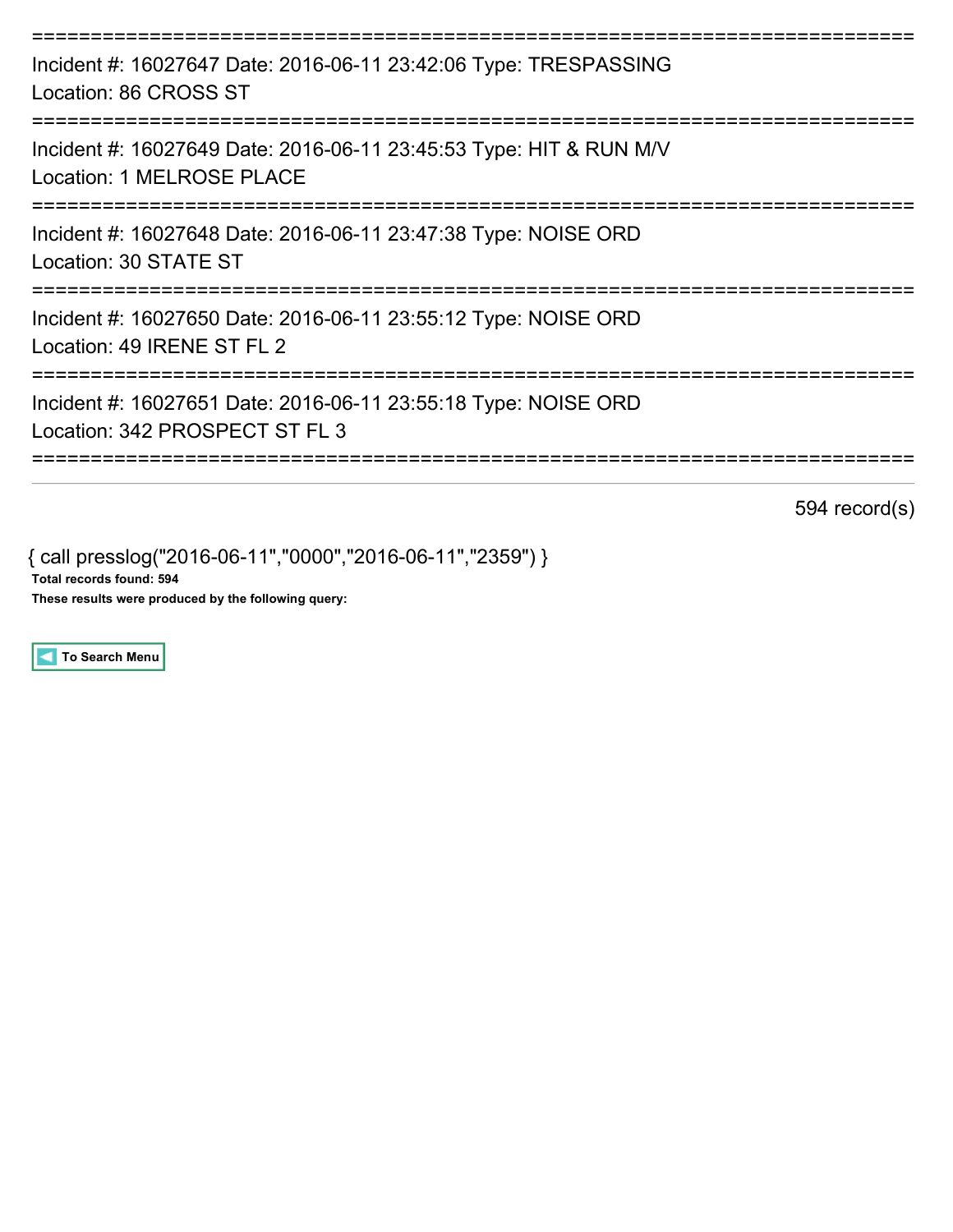===========================================================================

Incident #: 16027647 Date: 2016-06-11 23:42:06 Type: TRESPASSING
Location: 86 CROSS ST

===========================================================================

Incident #: 16027649 Date: 2016-06-11 23:45:53 Type: HIT & RUN M/V
Location: 1 MELROSE PLACE

===========================================================================

Incident #: 16027648 Date: 2016-06-11 23:47:38 Type: NOISE ORD
Location: 30 STATE ST

===========================================================================

Incident #: 16027650 Date: 2016-06-11 23:55:12 Type: NOISE ORD
Location: 49 IRENE ST FL 2

===========================================================================

Incident #: 16027651 Date: 2016-06-11 23:55:18 Type: NOISE ORD
Location: 342 PROSPECT ST FL 3

===========================================================================

594 record(s)

{ call presslog("2016-06-11","0000","2016-06-11","2359") }

**Total records found: 594**

**These results were produced by the following query:**

To Search Menu